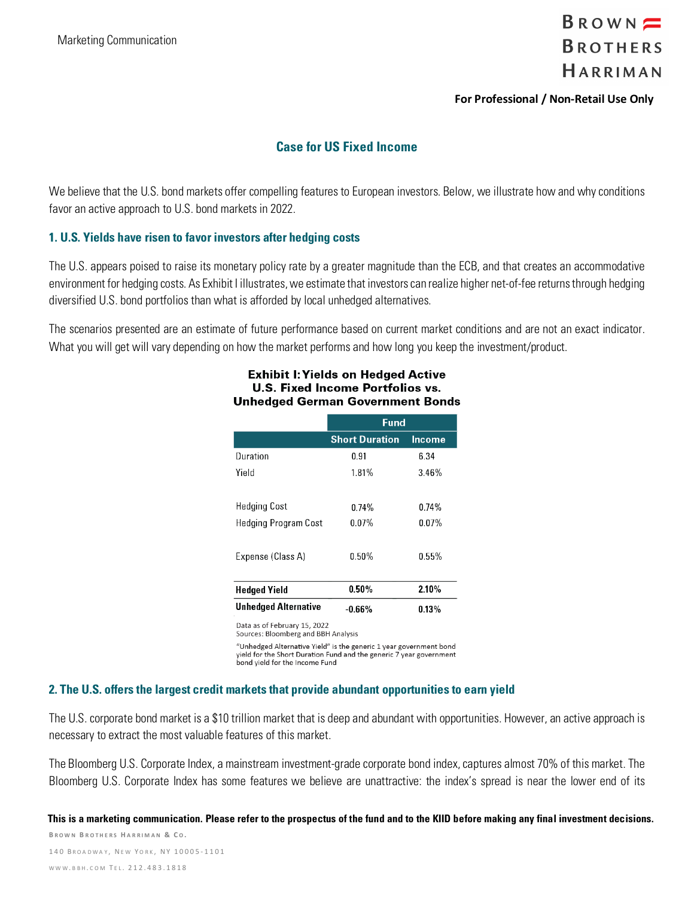Marketing Communication

**For Professional / Non-Retail Use Only**

## Case for US Fixed Income

We believe that the U.S. bond markets offer compelling features to European investors. Below, we illustrate how and why conditions favor an active approach to U.S. bond markets in 2022.

### 1. U.S. Yields have risen to favor investors after hedging costs

The U.S. appears poised to raise its monetary policy rate by a greater magnitude than the ECB, and that creates an accommodative environment for hedging costs. As Exhibit I illustrates, we estimate that investors can realize higher net-of-fee returns through hedging diversified U.S. bond portfolios than what is afforded by local unhedged alternatives.

The scenarios presented are an estimate of future performance based on current market conditions and are not an exact indicator. What you will get will vary depending on how the market performs and how long you keep the investment/product.

**Exhibit I: Yields on Hedged Active U.S. Fixed Income Portfolios vs. Unhedged German Government Bonds**

| | Fund | |
|---|---|---|
| | **Short Duration** | **Income** |
| Duration | 0.91 | 6.34 |
| Yield | 1.81% | 3.46% |
| Hedging Cost | 0.74% | 0.74% |
| Hedging Program Cost | 0.07% | 0.07% |
| Expense (Class A) | 0.50% | 0.55% |
| **Hedged Yield** | **0.50%** | **2.10%** |
| **Unhedged Alternative** | **-0.66%** | **0.13%** |

Data as of February 15, 2022
Sources: Bloomberg and BBH Analysis

"Unhedged Alternative Yield" is the generic 1 year government bond yield for the Short Duration Fund and the generic 7 year government bond yield for the Income Fund

### 2. The U.S. offers the largest credit markets that provide abundant opportunities to earn yield

The U.S. corporate bond market is a $10 trillion market that is deep and abundant with opportunities. However, an active approach is necessary to extract the most valuable features of this market.

The Bloomberg U.S. Corporate Index, a mainstream investment-grade corporate bond index, captures almost 70% of this market. The Bloomberg U.S. Corporate Index has some features we believe are unattractive: the index's spread is near the lower end of its

**This is a marketing communication. Please refer to the prospectus of the fund and to the KIID before making any final investment decisions.**

Brown Brothers Harriman & Co.

140 Broadway, New York, NY 10005-1101

www.bbh.com Tel. 212.483.1818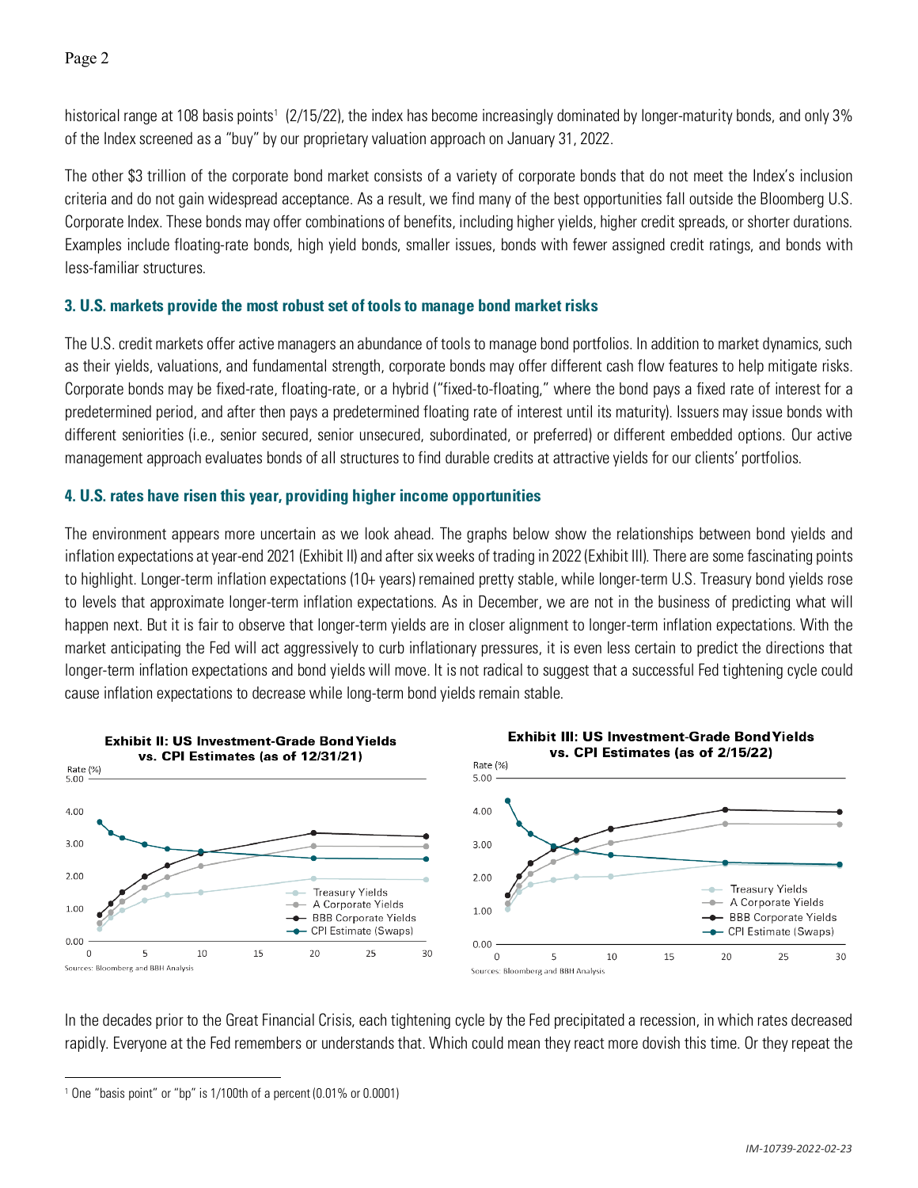historical range at 108 basis points[1] (2/15/22), the index has become increasingly dominated by longer-maturity bonds, and only 3% of the Index screened as a "buy" by our proprietary valuation approach on January 31, 2022.

The other $3 trillion of the corporate bond market consists of a variety of corporate bonds that do not meet the Index's inclusion criteria and do not gain widespread acceptance. As a result, we find many of the best opportunities fall outside the Bloomberg U.S. Corporate Index. These bonds may offer combinations of benefits, including higher yields, higher credit spreads, or shorter durations. Examples include floating-rate bonds, high yield bonds, smaller issues, bonds with fewer assigned credit ratings, and bonds with less-familiar structures.

### 3. U.S. markets provide the most robust set of tools to manage bond market risks

The U.S. credit markets offer active managers an abundance of tools to manage bond portfolios. In addition to market dynamics, such as their yields, valuations, and fundamental strength, corporate bonds may offer different cash flow features to help mitigate risks. Corporate bonds may be fixed-rate, floating-rate, or a hybrid ("fixed-to-floating," where the bond pays a fixed rate of interest for a predetermined period, and after then pays a predetermined floating rate of interest until its maturity). Issuers may issue bonds with different seniorities (i.e., senior secured, senior unsecured, subordinated, or preferred) or different embedded options. Our active management approach evaluates bonds of all structures to find durable credits at attractive yields for our clients' portfolios.

### 4. U.S. rates have risen this year, providing higher income opportunities

The environment appears more uncertain as we look ahead. The graphs below show the relationships between bond yields and inflation expectations at year-end 2021 (Exhibit II) and after six weeks of trading in 2022 (Exhibit III). There are some fascinating points to highlight. Longer-term inflation expectations (10+ years) remained pretty stable, while longer-term U.S. Treasury bond yields rose to levels that approximate longer-term inflation expectations. As in December, we are not in the business of predicting what will happen next. But it is fair to observe that longer-term yields are in closer alignment to longer-term inflation expectations. With the market anticipating the Fed will act aggressively to curb inflationary pressures, it is even less certain to predict the directions that longer-term inflation expectations and bond yields will move. It is not radical to suggest that a successful Fed tightening cycle could cause inflation expectations to decrease while long-term bond yields remain stable.

**Exhibit II: US Investment-Grade Bond Yields vs. CPI Estimates (as of 12/31/21)**

Sources: Bloomberg and BBH Analysis

**Exhibit III: US Investment-Grade Bond Yields vs. CPI Estimates (as of 2/15/22)**

Sources: Bloomberg and BBH Analysis

In the decades prior to the Great Financial Crisis, each tightening cycle by the Fed precipitated a recession, in which rates decreased rapidly. Everyone at the Fed remembers or understands that. Which could mean they react more dovish this time. Or they repeat the

---

[1] One "basis point" or "bp" is 1/100th of a percent (0.01% or 0.0001)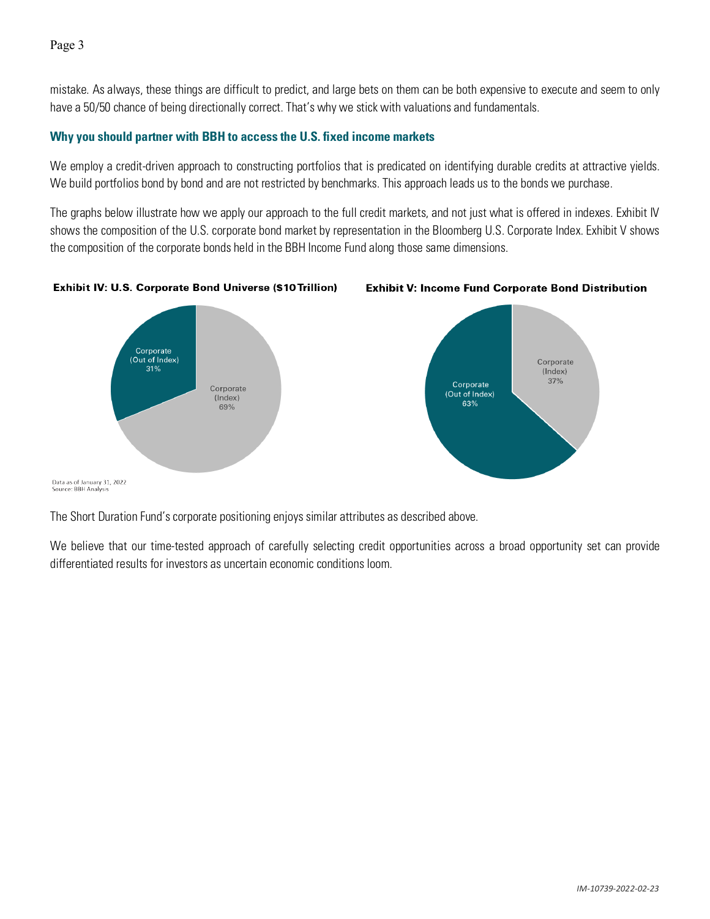mistake. As always, these things are difficult to predict, and large bets on them can be both expensive to execute and seem to only have a 50/50 chance of being directionally correct. That's why we stick with valuations and fundamentals.

## Why you should partner with BBH to access the U.S. fixed income markets

We employ a credit-driven approach to constructing portfolios that is predicated on identifying durable credits at attractive yields. We build portfolios bond by bond and are not restricted by benchmarks. This approach leads us to the bonds we purchase.

The graphs below illustrate how we apply our approach to the full credit markets, and not just what is offered in indexes. Exhibit IV shows the composition of the U.S. corporate bond market by representation in the Bloomberg U.S. Corporate Index. Exhibit V shows the composition of the corporate bonds held in the BBH Income Fund along those same dimensions.

**Exhibit IV: U.S. Corporate Bond Universe ($10 Trillion)**

| Segment | Share |
|---|---|
| Corporate (Out of Index) | 31% |
| Corporate (Index) | 69% |

**Exhibit V: Income Fund Corporate Bond Distribution**

| Segment | Share |
|---|---|
| Corporate (Out of Index) | 63% |
| Corporate (Index) | 37% |

Data as of January 31, 2022
Source: BBH Analysis

The Short Duration Fund's corporate positioning enjoys similar attributes as described above.

We believe that our time-tested approach of carefully selecting credit opportunities across a broad opportunity set can provide differentiated results for investors as uncertain economic conditions loom.

*IM-10739-2022-02-23*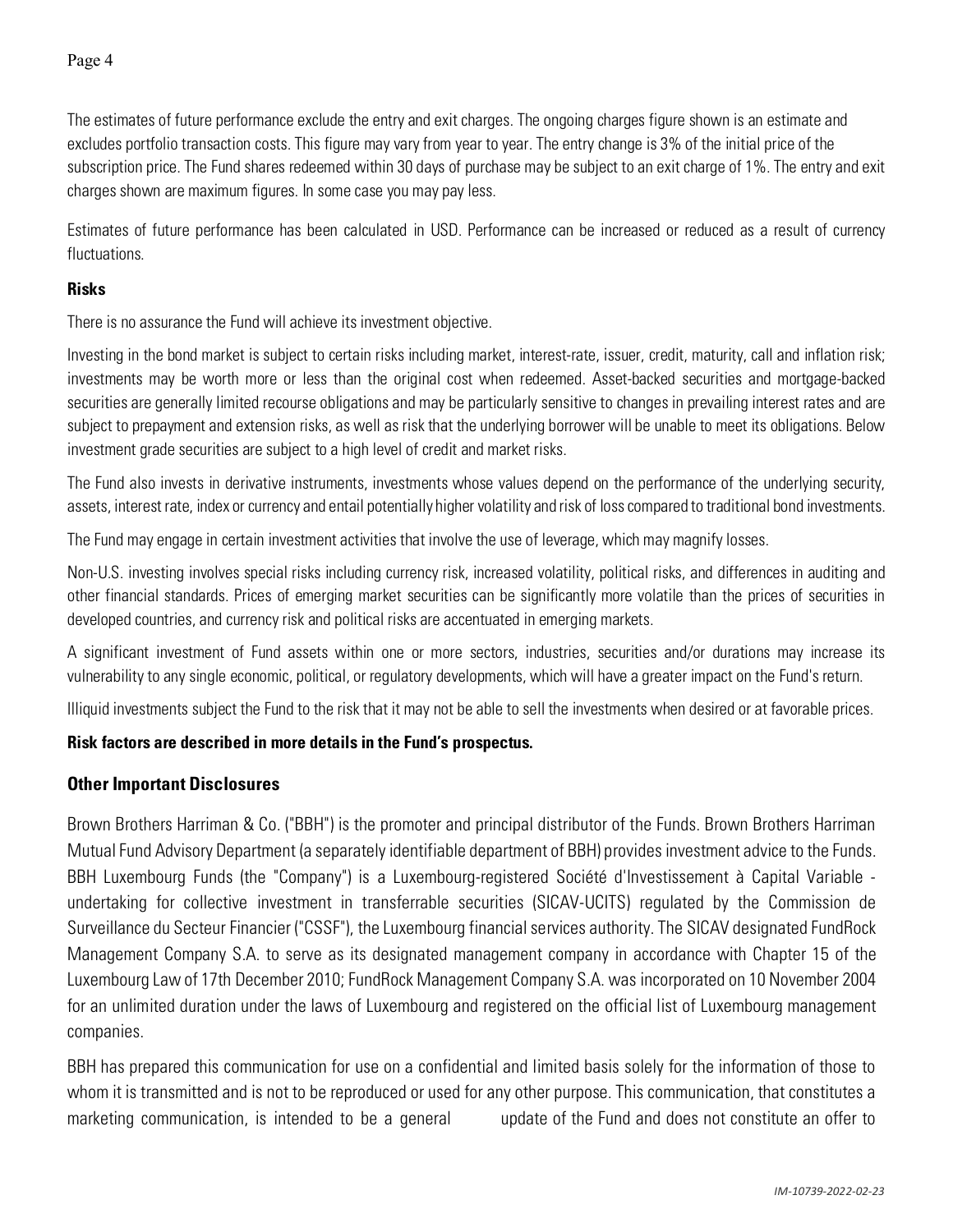The estimates of future performance exclude the entry and exit charges. The ongoing charges figure shown is an estimate and excludes portfolio transaction costs. This figure may vary from year to year. The entry change is 3% of the initial price of the subscription price. The Fund shares redeemed within 30 days of purchase may be subject to an exit charge of 1%. The entry and exit charges shown are maximum figures. In some case you may pay less.

Estimates of future performance has been calculated in USD. Performance can be increased or reduced as a result of currency fluctuations.

**Risks**

There is no assurance the Fund will achieve its investment objective.

Investing in the bond market is subject to certain risks including market, interest-rate, issuer, credit, maturity, call and inflation risk; investments may be worth more or less than the original cost when redeemed. Asset-backed securities and mortgage-backed securities are generally limited recourse obligations and may be particularly sensitive to changes in prevailing interest rates and are subject to prepayment and extension risks, as well as risk that the underlying borrower will be unable to meet its obligations. Below investment grade securities are subject to a high level of credit and market risks.

The Fund also invests in derivative instruments, investments whose values depend on the performance of the underlying security, assets, interest rate, index or currency and entail potentially higher volatility and risk of loss compared to traditional bond investments.

The Fund may engage in certain investment activities that involve the use of leverage, which may magnify losses.

Non-U.S. investing involves special risks including currency risk, increased volatility, political risks, and differences in auditing and other financial standards. Prices of emerging market securities can be significantly more volatile than the prices of securities in developed countries, and currency risk and political risks are accentuated in emerging markets.

A significant investment of Fund assets within one or more sectors, industries, securities and/or durations may increase its vulnerability to any single economic, political, or regulatory developments, which will have a greater impact on the Fund's return.

Illiquid investments subject the Fund to the risk that it may not be able to sell the investments when desired or at favorable prices.

**Risk factors are described in more details in the Fund's prospectus.**

## Other Important Disclosures

Brown Brothers Harriman & Co. ("BBH") is the promoter and principal distributor of the Funds. Brown Brothers Harriman Mutual Fund Advisory Department (a separately identifiable department of BBH) provides investment advice to the Funds. BBH Luxembourg Funds (the "Company") is a Luxembourg-registered Société d'Investissement à Capital Variable - undertaking for collective investment in transferrable securities (SICAV-UCITS) regulated by the Commission de Surveillance du Secteur Financier ("CSSF"), the Luxembourg financial services authority. The SICAV designated FundRock Management Company S.A. to serve as its designated management company in accordance with Chapter 15 of the Luxembourg Law of 17th December 2010; FundRock Management Company S.A. was incorporated on 10 November 2004 for an unlimited duration under the laws of Luxembourg and registered on the official list of Luxembourg management companies.

BBH has prepared this communication for use on a confidential and limited basis solely for the information of those to whom it is transmitted and is not to be reproduced or used for any other purpose. This communication, that constitutes a marketing communication, is intended to be a general update of the Fund and does not constitute an offer to

IM-10739-2022-02-23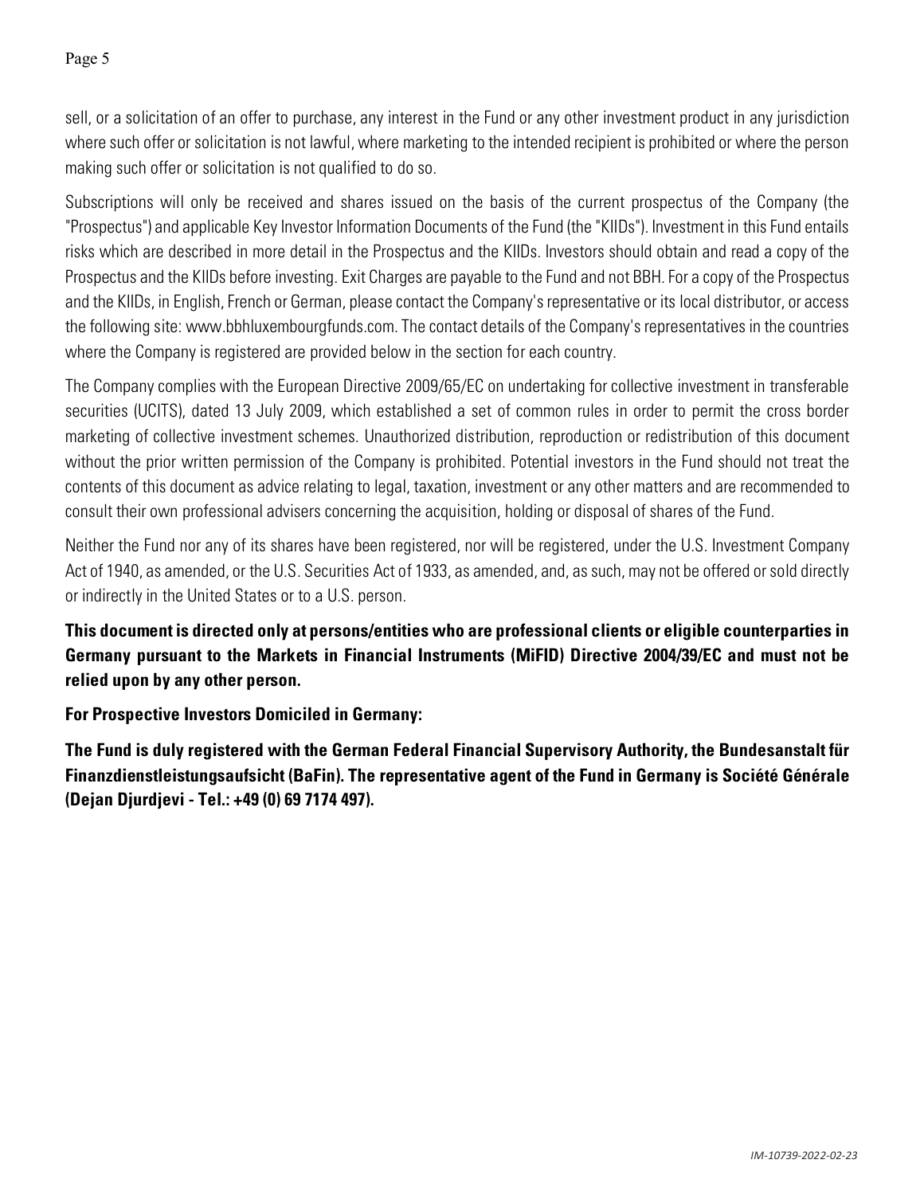sell, or a solicitation of an offer to purchase, any interest in the Fund or any other investment product in any jurisdiction where such offer or solicitation is not lawful, where marketing to the intended recipient is prohibited or where the person making such offer or solicitation is not qualified to do so.

Subscriptions will only be received and shares issued on the basis of the current prospectus of the Company (the "Prospectus") and applicable Key Investor Information Documents of the Fund (the "KIIDs"). Investment in this Fund entails risks which are described in more detail in the Prospectus and the KIIDs. Investors should obtain and read a copy of the Prospectus and the KIIDs before investing. Exit Charges are payable to the Fund and not BBH. For a copy of the Prospectus and the KIIDs, in English, French or German, please contact the Company's representative or its local distributor, or access the following site: www.bbhluxembourgfunds.com. The contact details of the Company's representatives in the countries where the Company is registered are provided below in the section for each country.

The Company complies with the European Directive 2009/65/EC on undertaking for collective investment in transferable securities (UCITS), dated 13 July 2009, which established a set of common rules in order to permit the cross border marketing of collective investment schemes. Unauthorized distribution, reproduction or redistribution of this document without the prior written permission of the Company is prohibited. Potential investors in the Fund should not treat the contents of this document as advice relating to legal, taxation, investment or any other matters and are recommended to consult their own professional advisers concerning the acquisition, holding or disposal of shares of the Fund.

Neither the Fund nor any of its shares have been registered, nor will be registered, under the U.S. Investment Company Act of 1940, as amended, or the U.S. Securities Act of 1933, as amended, and, as such, may not be offered or sold directly or indirectly in the United States or to a U.S. person.

**This document is directed only at persons/entities who are professional clients or eligible counterparties in Germany pursuant to the Markets in Financial Instruments (MiFID) Directive 2004/39/EC and must not be relied upon by any other person.**

**For Prospective Investors Domiciled in Germany:**

**The Fund is duly registered with the German Federal Financial Supervisory Authority, the Bundesanstalt für Finanzdienstleistungsaufsicht (BaFin). The representative agent of the Fund in Germany is Société Générale (Dejan Djurdjevi - Tel.: +49 (0) 69 7174 497).**

*IM-10739-2022-02-23*